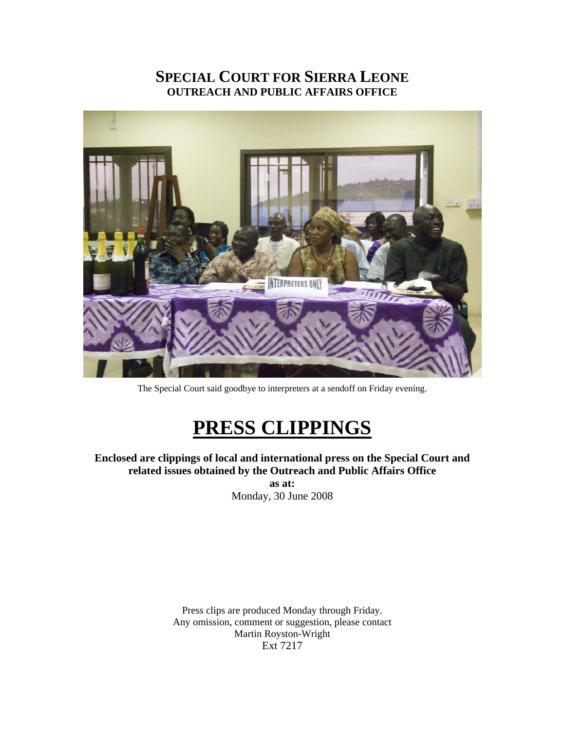# SPECIAL COURT FOR SIERRA LEONE
## OUTREACH AND PUBLIC AFFAIRS OFFICE

The Special Court said goodbye to interpreters at a sendoff on Friday evening.

# PRESS CLIPPINGS

**Enclosed are clippings of local and international press on the Special Court and related issues obtained by the Outreach and Public Affairs Office**

**as at:**

Monday, 30 June 2008

Press clips are produced Monday through Friday.
Any omission, comment or suggestion, please contact
Martin Royston-Wright
Ext 7217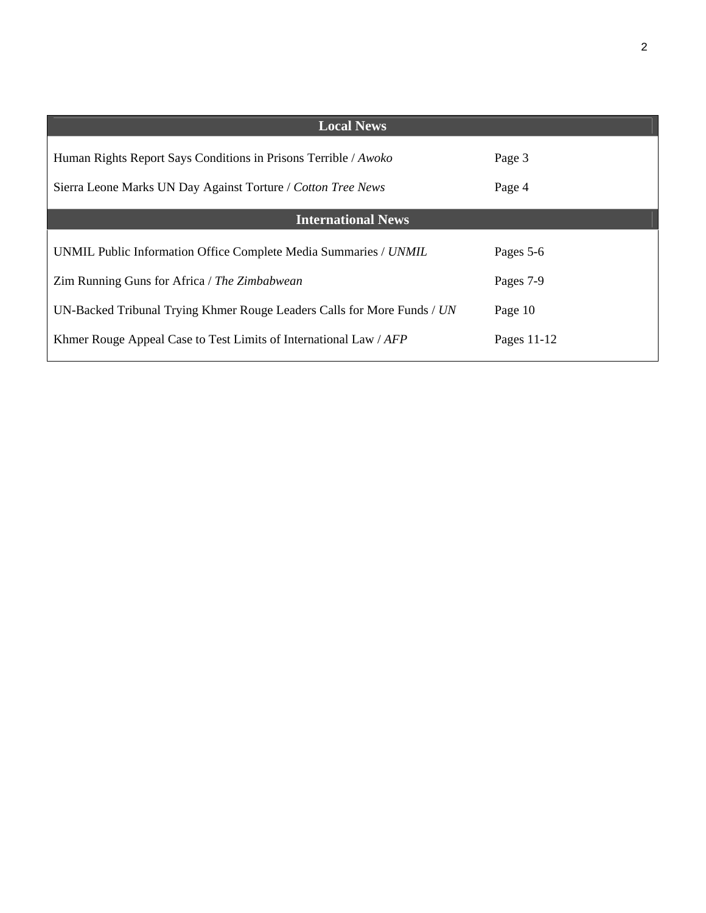| Local News | |
|---|---|
| Human Rights Report Says Conditions in Prisons Terrible / *Awoko* | Page 3 |
| Sierra Leone Marks UN Day Against Torture / *Cotton Tree News* | Page 4 |
| **International News** | |
| UNMIL Public Information Office Complete Media Summaries / *UNMIL* | Pages 5-6 |
| Zim Running Guns for Africa / *The Zimbabwean* | Pages 7-9 |
| UN-Backed Tribunal Trying Khmer Rouge Leaders Calls for More Funds / *UN* | Page 10 |
| Khmer Rouge Appeal Case to Test Limits of International Law / *AFP* | Pages 11-12 |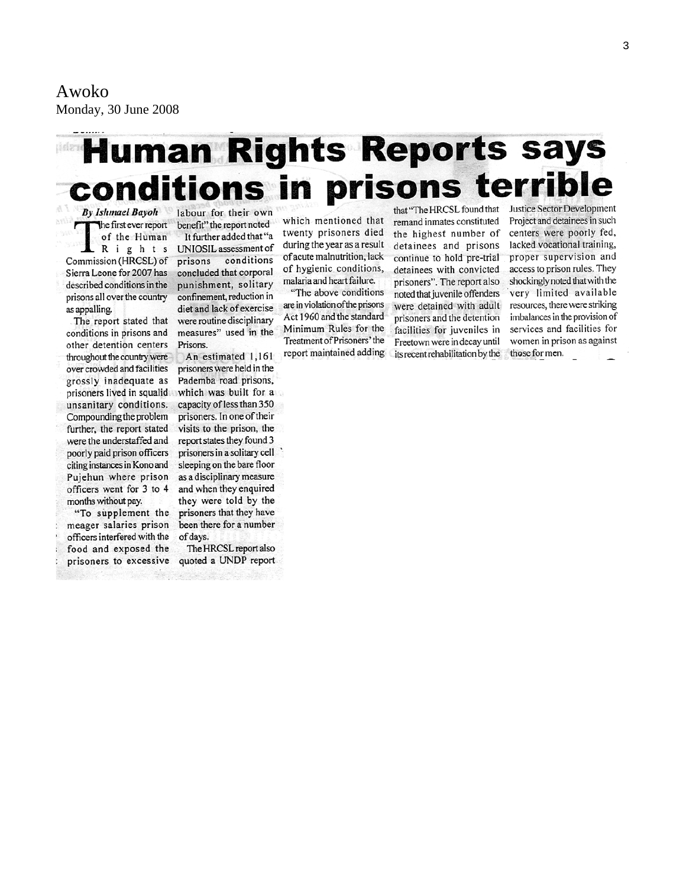Awoko
Monday, 30 June 2008

# Human Rights Reports says conditions in prisons terrible

***By Ishmael Bayoh***

The first ever report of the Human Rights Commission (HRCSL) of Sierra Leone for 2007 has described conditions in the prisons all over the country as appalling.

The report stated that conditions in prisons and other detention centers throughout the country were over crowded and facilities grossly inadequate as prisoners lived in squalid unsanitary conditions. Compounding the problem further, the report stated were the understaffed and poorly paid prison officers citing instances in Kono and Pujehun where prison officers went for 3 to 4 months without pay.

"To supplement the meager salaries prison officers interfered with the food and exposed the prisoners to excessive labour for their own benefit" the report noted

It further added that "a UNIOSIL assessment of prisons conditions concluded that corporal punishment, solitary confinement, reduction in diet and lack of exercise were routine disciplinary measures" used in the Prisons.

An estimated 1,161 prisoners were held in the Pademba road prisons, which was built for a capacity of less than 350 prisoners. In one of their visits to the prison, the report states they found 3 prisoners in a solitary cell sleeping on the bare floor as a disciplinary measure and when they enquired they were told by the prisoners that they have been there for a number of days.

The HRCSL report also quoted a UNDP report which mentioned that twenty prisoners died during the year as a result of acute malnutrition, lack of hygienic conditions, malaria and heart failure.

"The above conditions are in violation of the prisons Act 1960 and the standard Minimum Rules for the Treatment of Prisoners' the report maintained adding that "The HRCSL found that remand inmates constituted the highest number of detainees and prisons continue to hold pre-trial detainees with convicted prisoners". The report also noted that juvenile offenders were detained with adult prisoners and the detention facilities for juveniles in Freetown were in decay until its recent rehabilitation by the Justice Sector Development Project and detainees in such centers were poorly fed, lacked vocational training, proper supervision and access to prison rules. They shockingly noted that with the very limited available resources, there were striking imbalances in the provision of services and facilities for women in prison as against those for men.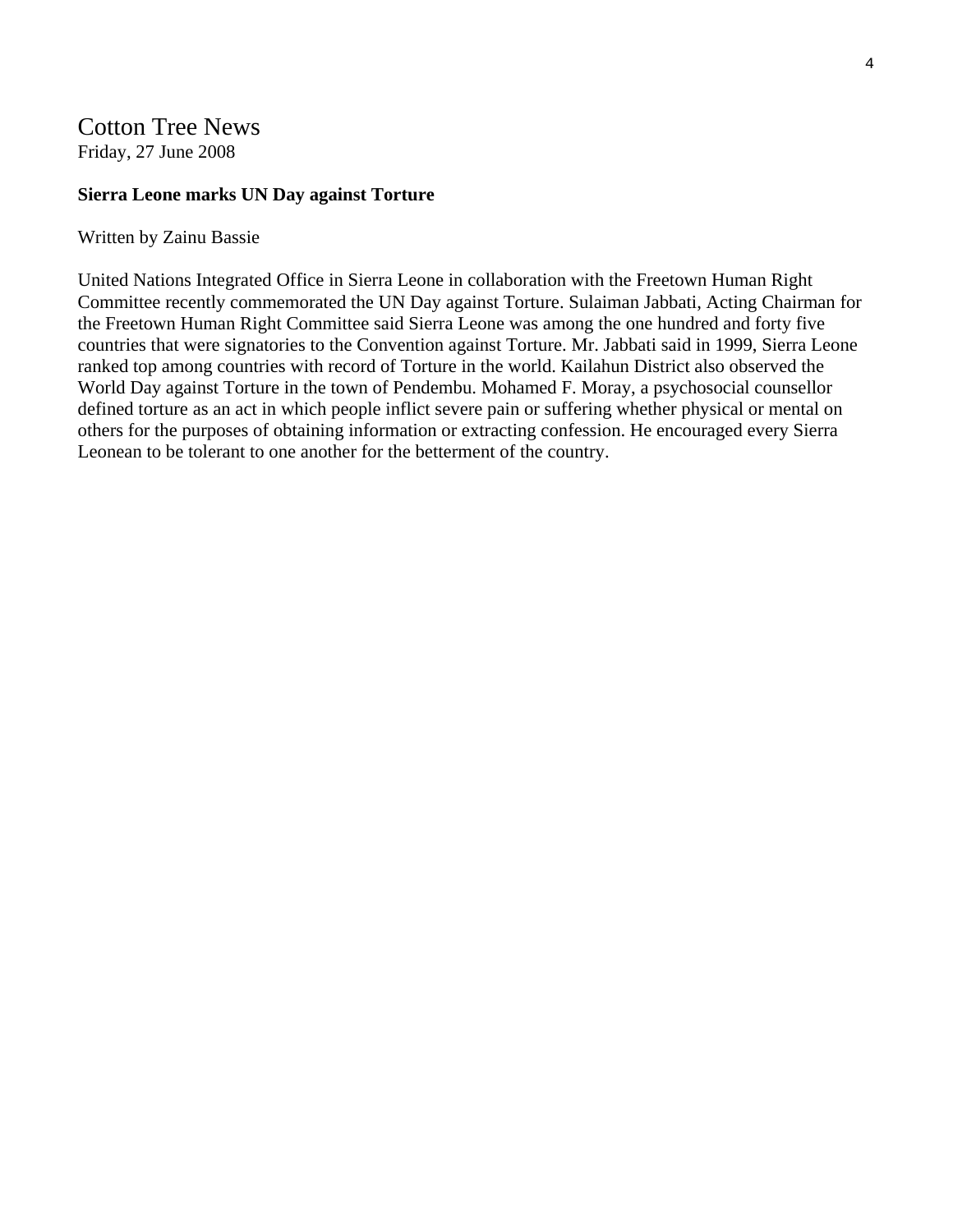## Cotton Tree News

Friday, 27 June 2008

**Sierra Leone marks UN Day against Torture**

Written by Zainu Bassie

United Nations Integrated Office in Sierra Leone in collaboration with the Freetown Human Right Committee recently commemorated the UN Day against Torture. Sulaiman Jabbati, Acting Chairman for the Freetown Human Right Committee said Sierra Leone was among the one hundred and forty five countries that were signatories to the Convention against Torture. Mr. Jabbati said in 1999, Sierra Leone ranked top among countries with record of Torture in the world. Kailahun District also observed the World Day against Torture in the town of Pendembu. Mohamed F. Moray, a psychosocial counsellor defined torture as an act in which people inflict severe pain or suffering whether physical or mental on others for the purposes of obtaining information or extracting confession. He encouraged every Sierra Leonean to be tolerant to one another for the betterment of the country.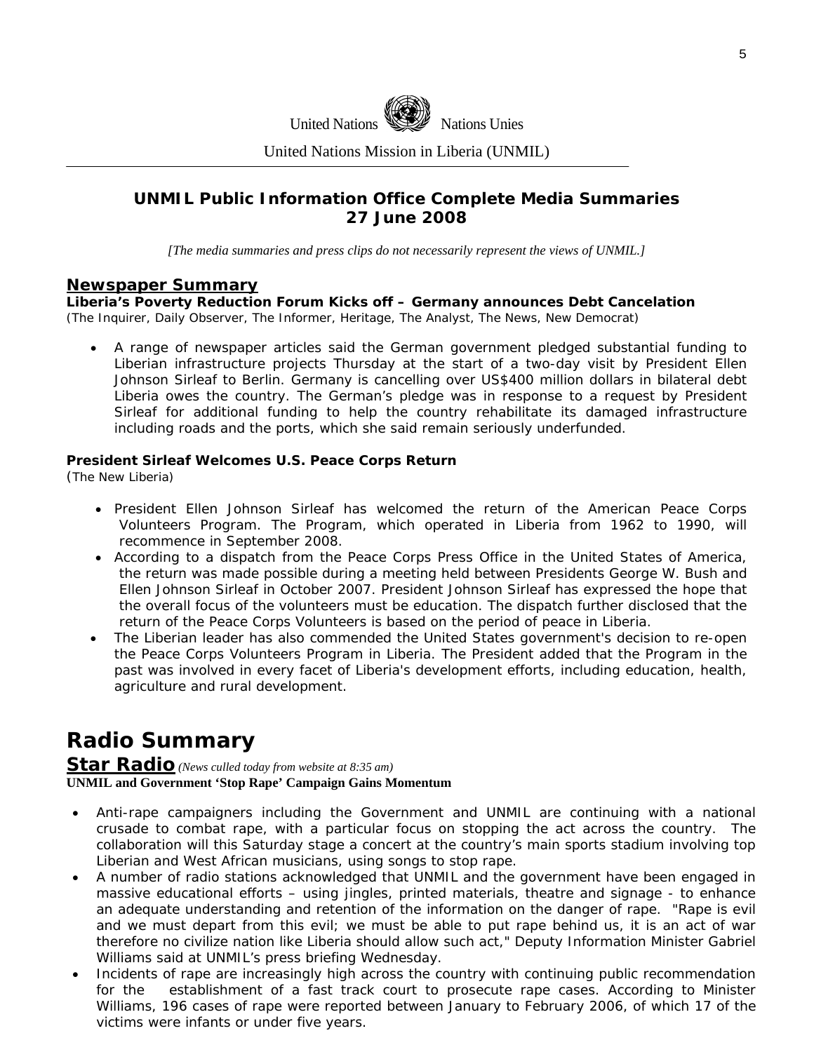United Nations Nations Unies

United Nations Mission in Liberia (UNMIL)

## UNMIL Public Information Office Complete Media Summaries 27 June 2008

*[The media summaries and press clips do not necessarily represent the views of UNMIL.]*

## Newspaper Summary

**Liberia's Poverty Reduction Forum Kicks off – Germany announces Debt Cancelation**
(The Inquirer, Daily Observer, The Informer, Heritage, The Analyst, The News, New Democrat)

- A range of newspaper articles said the German government pledged substantial funding to Liberian infrastructure projects Thursday at the start of a two-day visit by President Ellen Johnson Sirleaf to Berlin. Germany is cancelling over US$400 million dollars in bilateral debt Liberia owes the country. The German's pledge was in response to a request by President Sirleaf for additional funding to help the country rehabilitate its damaged infrastructure including roads and the ports, which she said remain seriously underfunded.

**President Sirleaf Welcomes U.S. Peace Corps Return**
(The New Liberia)

- President Ellen Johnson Sirleaf has welcomed the return of the American Peace Corps Volunteers Program. The Program, which operated in Liberia from 1962 to 1990, will recommence in September 2008.
- According to a dispatch from the Peace Corps Press Office in the United States of America, the return was made possible during a meeting held between Presidents George W. Bush and Ellen Johnson Sirleaf in October 2007. President Johnson Sirleaf has expressed the hope that the overall focus of the volunteers must be education. The dispatch further disclosed that the return of the Peace Corps Volunteers is based on the period of peace in Liberia.
- The Liberian leader has also commended the United States government's decision to re-open the Peace Corps Volunteers Program in Liberia. The President added that the Program in the past was involved in every facet of Liberia's development efforts, including education, health, agriculture and rural development.

# Radio Summary

## Star Radio *(News culled today from website at 8:35 am)*

**UNMIL and Government 'Stop Rape' Campaign Gains Momentum**

- Anti-rape campaigners including the Government and UNMIL are continuing with a national crusade to combat rape, with a particular focus on stopping the act across the country. The collaboration will this Saturday stage a concert at the country's main sports stadium involving top Liberian and West African musicians, using songs to stop rape.
- A number of radio stations acknowledged that UNMIL and the government have been engaged in massive educational efforts – using jingles, printed materials, theatre and signage - to enhance an adequate understanding and retention of the information on the danger of rape. "Rape is evil and we must depart from this evil; we must be able to put rape behind us, it is an act of war therefore no civilize nation like Liberia should allow such act," Deputy Information Minister Gabriel Williams said at UNMIL's press briefing Wednesday.
- Incidents of rape are increasingly high across the country with continuing public recommendation for the establishment of a fast track court to prosecute rape cases. According to Minister Williams, 196 cases of rape were reported between January to February 2006, of which 17 of the victims were infants or under five years.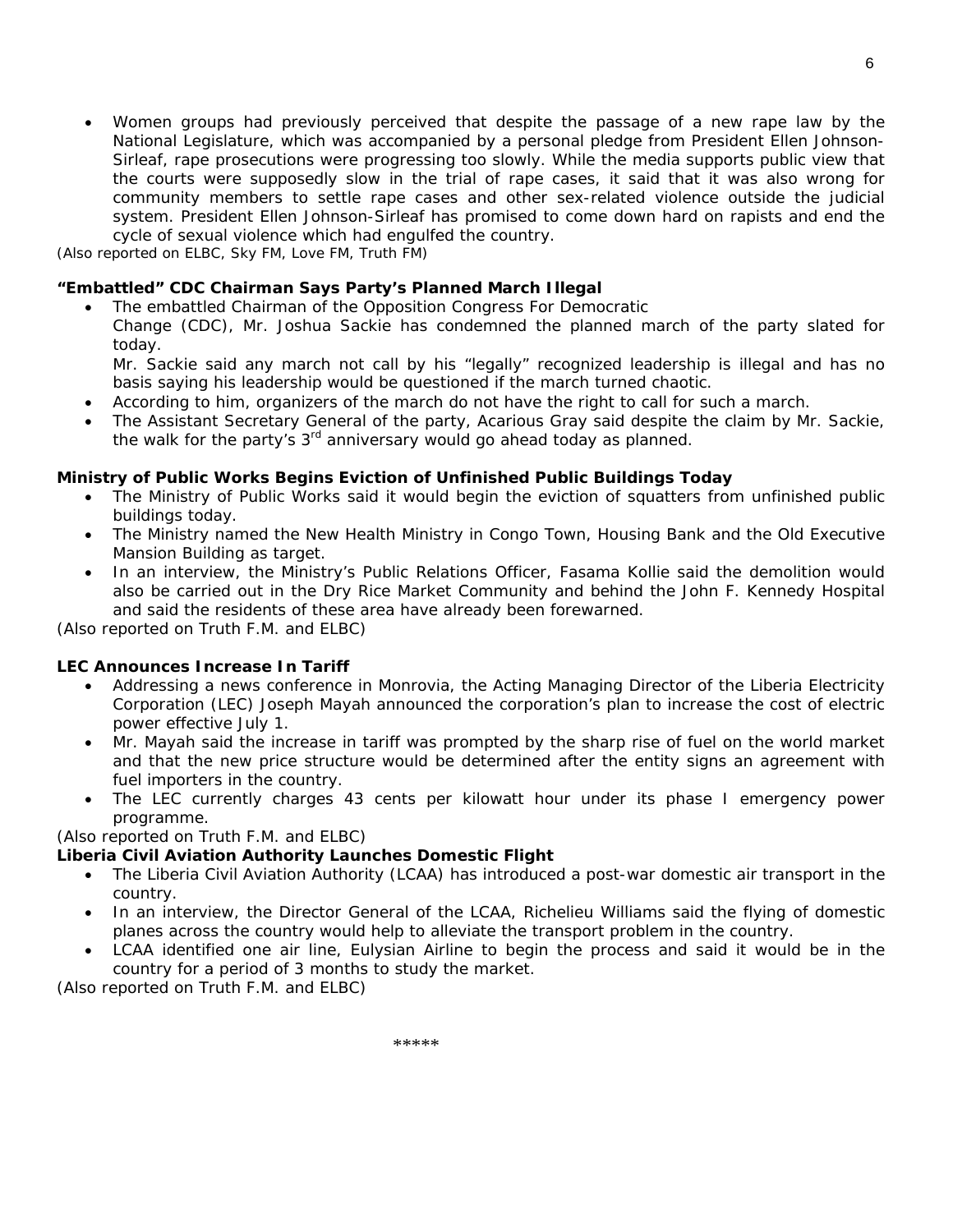- Women groups had previously perceived that despite the passage of a new rape law by the National Legislature, which was accompanied by a personal pledge from President Ellen Johnson-Sirleaf, rape prosecutions were progressing too slowly. While the media supports public view that the courts were supposedly slow in the trial of rape cases, it said that it was also wrong for community members to settle rape cases and other sex-related violence outside the judicial system. President Ellen Johnson-Sirleaf has promised to come down hard on rapists and end the cycle of sexual violence which had engulfed the country.

*(Also reported on ELBC, Sky FM, Love FM, Truth FM)*

**"Embattled" CDC Chairman Says Party's Planned March Illegal**

- The embattled Chairman of the Opposition Congress For Democratic Change (CDC), Mr. Joshua Sackie has condemned the planned march of the party slated for today.
  Mr. Sackie said any march not call by his "legally" recognized leadership is illegal and has no basis saying his leadership would be questioned if the march turned chaotic.
- According to him, organizers of the march do not have the right to call for such a march.
- The Assistant Secretary General of the party, Acarious Gray said despite the claim by Mr. Sackie, the walk for the party's 3rd anniversary would go ahead today as planned.

**Ministry of Public Works Begins Eviction of Unfinished Public Buildings Today**

- The Ministry of Public Works said it would begin the eviction of squatters from unfinished public buildings today.
- The Ministry named the New Health Ministry in Congo Town, Housing Bank and the Old Executive Mansion Building as target.
- In an interview, the Ministry's Public Relations Officer, Fasama Kollie said the demolition would also be carried out in the Dry Rice Market Community and behind the John F. Kennedy Hospital and said the residents of these area have already been forewarned.

(Also reported on Truth F.M. and ELBC)

**LEC Announces Increase In Tariff**

- Addressing a news conference in Monrovia, the Acting Managing Director of the Liberia Electricity Corporation (LEC) Joseph Mayah announced the corporation's plan to increase the cost of electric power effective July 1.
- Mr. Mayah said the increase in tariff was prompted by the sharp rise of fuel on the world market and that the new price structure would be determined after the entity signs an agreement with fuel importers in the country.
- The LEC currently charges 43 cents per kilowatt hour under its phase I emergency power programme.

(Also reported on Truth F.M. and ELBC)

**Liberia Civil Aviation Authority Launches Domestic Flight**

- The Liberia Civil Aviation Authority (LCAA) has introduced a post-war domestic air transport in the country.
- In an interview, the Director General of the LCAA, Richelieu Williams said the flying of domestic planes across the country would help to alleviate the transport problem in the country.
- LCAA identified one air line, Eulysian Airline to begin the process and said it would be in the country for a period of 3 months to study the market.

(Also reported on Truth F.M. and ELBC)

\*\*\*\*\*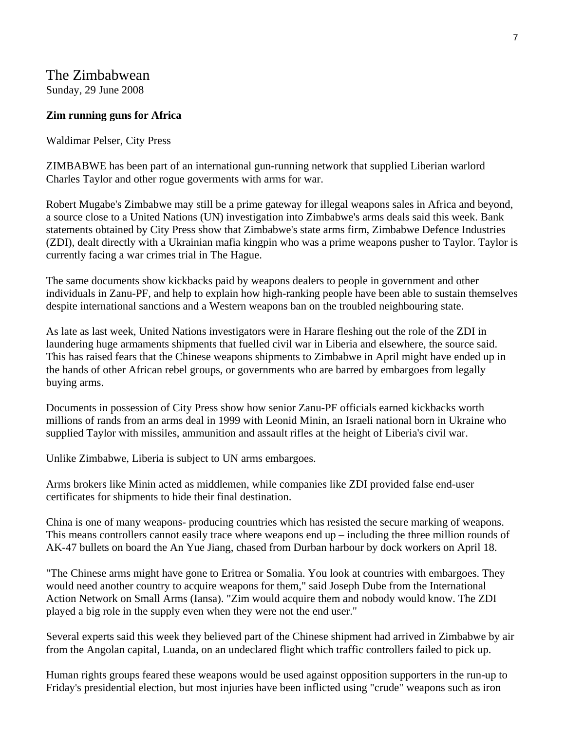The Zimbabwean

Sunday, 29 June 2008

**Zim running guns for Africa**

Waldimar Pelser, City Press

ZIMBABWE has been part of an international gun-running network that supplied Liberian warlord Charles Taylor and other rogue goverments with arms for war.

Robert Mugabe's Zimbabwe may still be a prime gateway for illegal weapons sales in Africa and beyond, a source close to a United Nations (UN) investigation into Zimbabwe's arms deals said this week. Bank statements obtained by City Press show that Zimbabwe's state arms firm, Zimbabwe Defence Industries (ZDI), dealt directly with a Ukrainian mafia kingpin who was a prime weapons pusher to Taylor. Taylor is currently facing a war crimes trial in The Hague.

The same documents show kickbacks paid by weapons dealers to people in government and other individuals in Zanu-PF, and help to explain how high-ranking people have been able to sustain themselves despite international sanctions and a Western weapons ban on the troubled neighbouring state.

As late as last week, United Nations investigators were in Harare fleshing out the role of the ZDI in laundering huge armaments shipments that fuelled civil war in Liberia and elsewhere, the source said. This has raised fears that the Chinese weapons shipments to Zimbabwe in April might have ended up in the hands of other African rebel groups, or governments who are barred by embargoes from legally buying arms.

Documents in possession of City Press show how senior Zanu-PF officials earned kickbacks worth millions of rands from an arms deal in 1999 with Leonid Minin, an Israeli national born in Ukraine who supplied Taylor with missiles, ammunition and assault rifles at the height of Liberia's civil war.

Unlike Zimbabwe, Liberia is subject to UN arms embargoes.

Arms brokers like Minin acted as middlemen, while companies like ZDI provided false end-user certificates for shipments to hide their final destination.

China is one of many weapons- producing countries which has resisted the secure marking of weapons. This means controllers cannot easily trace where weapons end up – including the three million rounds of AK-47 bullets on board the An Yue Jiang, chased from Durban harbour by dock workers on April 18.

"The Chinese arms might have gone to Eritrea or Somalia. You look at countries with embargoes. They would need another country to acquire weapons for them," said Joseph Dube from the International Action Network on Small Arms (Iansa). "Zim would acquire them and nobody would know. The ZDI played a big role in the supply even when they were not the end user."

Several experts said this week they believed part of the Chinese shipment had arrived in Zimbabwe by air from the Angolan capital, Luanda, on an undeclared flight which traffic controllers failed to pick up.

Human rights groups feared these weapons would be used against opposition supporters in the run-up to Friday's presidential election, but most injuries have been inflicted using "crude" weapons such as iron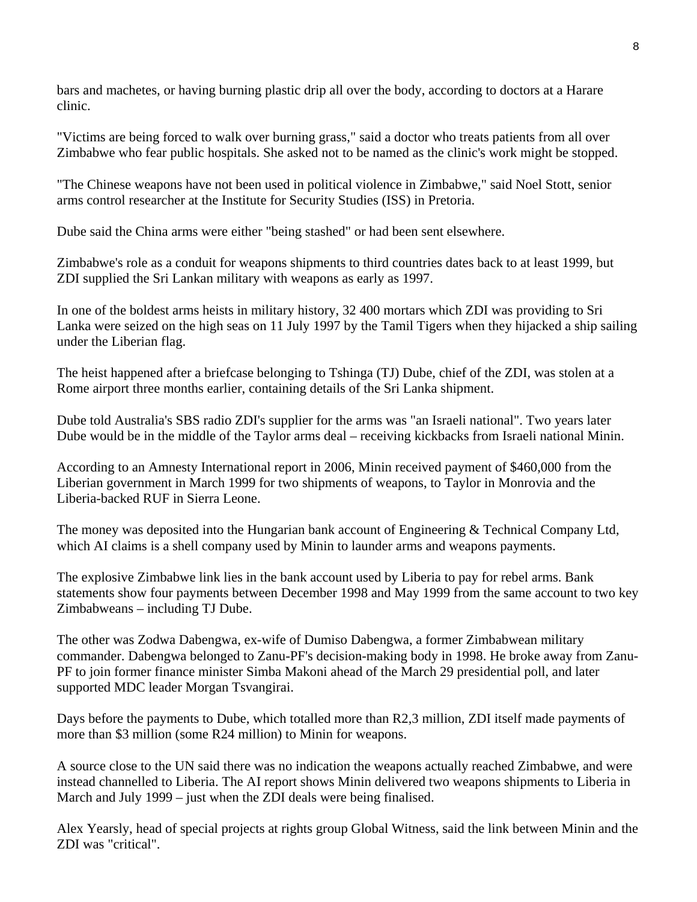bars and machetes, or having burning plastic drip all over the body, according to doctors at a Harare clinic.

"Victims are being forced to walk over burning grass," said a doctor who treats patients from all over Zimbabwe who fear public hospitals. She asked not to be named as the clinic's work might be stopped.

"The Chinese weapons have not been used in political violence in Zimbabwe," said Noel Stott, senior arms control researcher at the Institute for Security Studies (ISS) in Pretoria.

Dube said the China arms were either "being stashed" or had been sent elsewhere.

Zimbabwe's role as a conduit for weapons shipments to third countries dates back to at least 1999, but ZDI supplied the Sri Lankan military with weapons as early as 1997.

In one of the boldest arms heists in military history, 32 400 mortars which ZDI was providing to Sri Lanka were seized on the high seas on 11 July 1997 by the Tamil Tigers when they hijacked a ship sailing under the Liberian flag.

The heist happened after a briefcase belonging to Tshinga (TJ) Dube, chief of the ZDI, was stolen at a Rome airport three months earlier, containing details of the Sri Lanka shipment.

Dube told Australia's SBS radio ZDI's supplier for the arms was "an Israeli national". Two years later Dube would be in the middle of the Taylor arms deal – receiving kickbacks from Israeli national Minin.

According to an Amnesty International report in 2006, Minin received payment of $460,000 from the Liberian government in March 1999 for two shipments of weapons, to Taylor in Monrovia and the Liberia-backed RUF in Sierra Leone.

The money was deposited into the Hungarian bank account of Engineering & Technical Company Ltd, which AI claims is a shell company used by Minin to launder arms and weapons payments.

The explosive Zimbabwe link lies in the bank account used by Liberia to pay for rebel arms. Bank statements show four payments between December 1998 and May 1999 from the same account to two key Zimbabweans – including TJ Dube.

The other was Zodwa Dabengwa, ex-wife of Dumiso Dabengwa, a former Zimbabwean military commander. Dabengwa belonged to Zanu-PF's decision-making body in 1998. He broke away from Zanu-PF to join former finance minister Simba Makoni ahead of the March 29 presidential poll, and later supported MDC leader Morgan Tsvangirai.

Days before the payments to Dube, which totalled more than R2,3 million, ZDI itself made payments of more than $3 million (some R24 million) to Minin for weapons.

A source close to the UN said there was no indication the weapons actually reached Zimbabwe, and were instead channelled to Liberia. The AI report shows Minin delivered two weapons shipments to Liberia in March and July 1999 – just when the ZDI deals were being finalised.

Alex Yearsly, head of special projects at rights group Global Witness, said the link between Minin and the ZDI was "critical".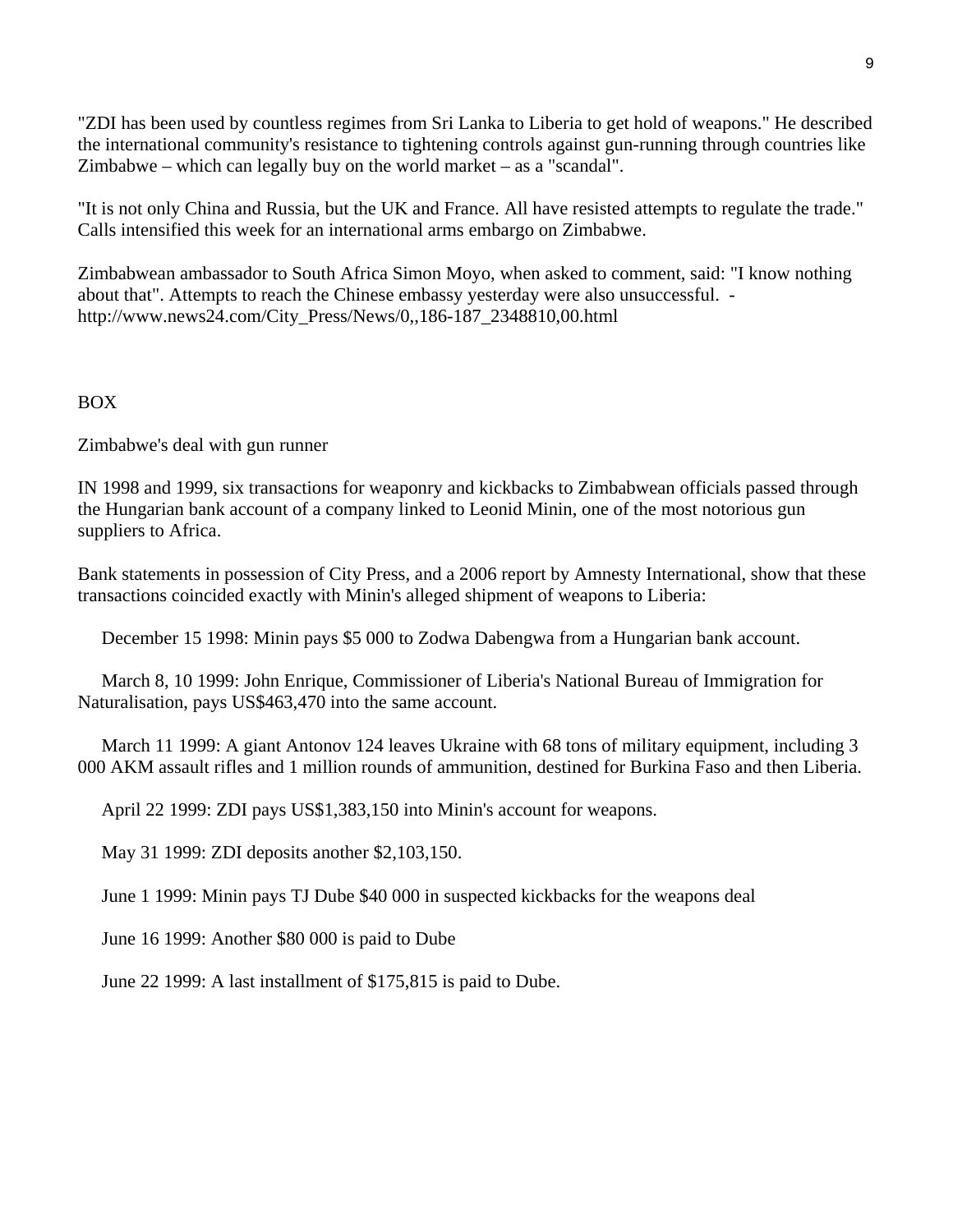"ZDI has been used by countless regimes from Sri Lanka to Liberia to get hold of weapons." He described the international community's resistance to tightening controls against gun-running through countries like Zimbabwe – which can legally buy on the world market – as a "scandal".

"It is not only China and Russia, but the UK and France. All have resisted attempts to regulate the trade." Calls intensified this week for an international arms embargo on Zimbabwe.

Zimbabwean ambassador to South Africa Simon Moyo, when asked to comment, said: "I know nothing about that". Attempts to reach the Chinese embassy yesterday were also unsuccessful. - http://www.news24.com/City_Press/News/0,,186-187_2348810,00.html

BOX

Zimbabwe's deal with gun runner

IN 1998 and 1999, six transactions for weaponry and kickbacks to Zimbabwean officials passed through the Hungarian bank account of a company linked to Leonid Minin, one of the most notorious gun suppliers to Africa.

Bank statements in possession of City Press, and a 2006 report by Amnesty International, show that these transactions coincided exactly with Minin's alleged shipment of weapons to Liberia:

December 15 1998: Minin pays $5 000 to Zodwa Dabengwa from a Hungarian bank account.

March 8, 10 1999: John Enrique, Commissioner of Liberia's National Bureau of Immigration for Naturalisation, pays US$463,470 into the same account.

March 11 1999: A giant Antonov 124 leaves Ukraine with 68 tons of military equipment, including 3 000 AKM assault rifles and 1 million rounds of ammunition, destined for Burkina Faso and then Liberia.

April 22 1999: ZDI pays US$1,383,150 into Minin's account for weapons.

May 31 1999: ZDI deposits another $2,103,150.

June 1 1999: Minin pays TJ Dube $40 000 in suspected kickbacks for the weapons deal

June 16 1999: Another $80 000 is paid to Dube

June 22 1999: A last installment of $175,815 is paid to Dube.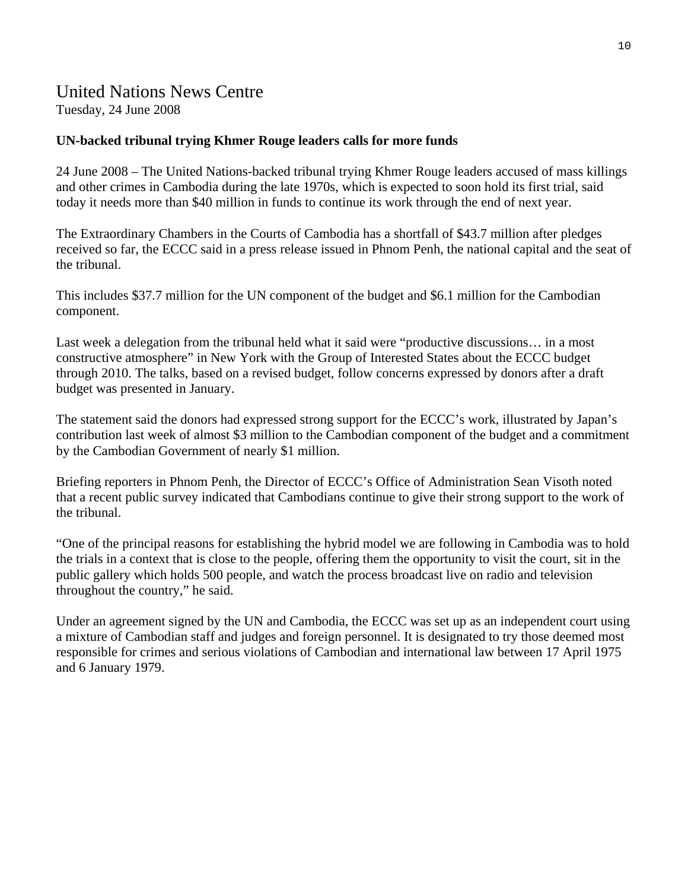# United Nations News Centre

Tuesday, 24 June 2008

**UN-backed tribunal trying Khmer Rouge leaders calls for more funds**

24 June 2008 – The United Nations-backed tribunal trying Khmer Rouge leaders accused of mass killings and other crimes in Cambodia during the late 1970s, which is expected to soon hold its first trial, said today it needs more than $40 million in funds to continue its work through the end of next year.

The Extraordinary Chambers in the Courts of Cambodia has a shortfall of $43.7 million after pledges received so far, the ECCC said in a press release issued in Phnom Penh, the national capital and the seat of the tribunal.

This includes $37.7 million for the UN component of the budget and $6.1 million for the Cambodian component.

Last week a delegation from the tribunal held what it said were "productive discussions… in a most constructive atmosphere" in New York with the Group of Interested States about the ECCC budget through 2010. The talks, based on a revised budget, follow concerns expressed by donors after a draft budget was presented in January.

The statement said the donors had expressed strong support for the ECCC's work, illustrated by Japan's contribution last week of almost $3 million to the Cambodian component of the budget and a commitment by the Cambodian Government of nearly $1 million.

Briefing reporters in Phnom Penh, the Director of ECCC's Office of Administration Sean Visoth noted that a recent public survey indicated that Cambodians continue to give their strong support to the work of the tribunal.

"One of the principal reasons for establishing the hybrid model we are following in Cambodia was to hold the trials in a context that is close to the people, offering them the opportunity to visit the court, sit in the public gallery which holds 500 people, and watch the process broadcast live on radio and television throughout the country," he said.

Under an agreement signed by the UN and Cambodia, the ECCC was set up as an independent court using a mixture of Cambodian staff and judges and foreign personnel. It is designated to try those deemed most responsible for crimes and serious violations of Cambodian and international law between 17 April 1975 and 6 January 1979.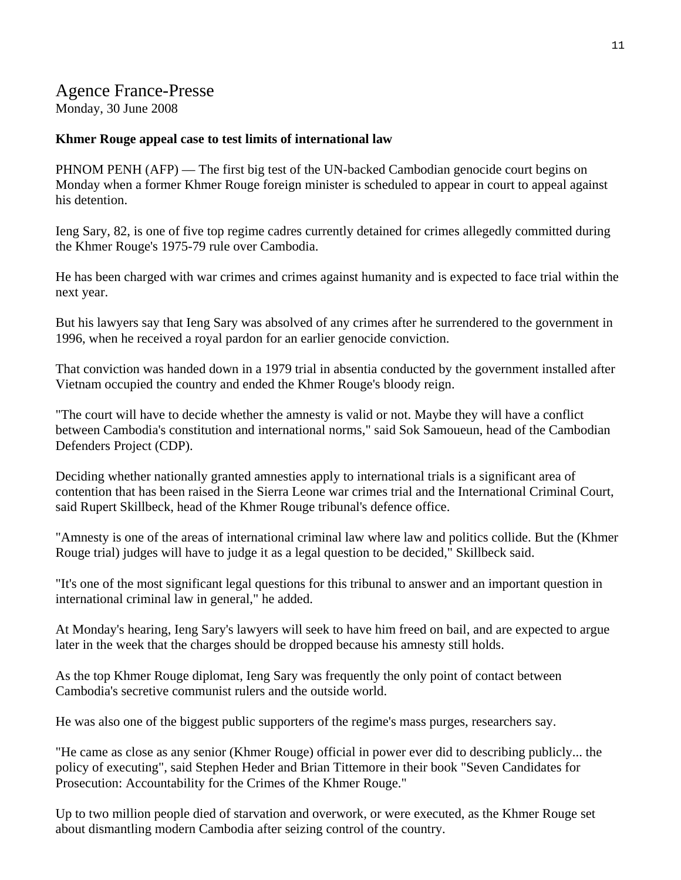Agence France-Presse

Monday, 30 June 2008

**Khmer Rouge appeal case to test limits of international law**

PHNOM PENH (AFP) — The first big test of the UN-backed Cambodian genocide court begins on Monday when a former Khmer Rouge foreign minister is scheduled to appear in court to appeal against his detention.

Ieng Sary, 82, is one of five top regime cadres currently detained for crimes allegedly committed during the Khmer Rouge's 1975-79 rule over Cambodia.

He has been charged with war crimes and crimes against humanity and is expected to face trial within the next year.

But his lawyers say that Ieng Sary was absolved of any crimes after he surrendered to the government in 1996, when he received a royal pardon for an earlier genocide conviction.

That conviction was handed down in a 1979 trial in absentia conducted by the government installed after Vietnam occupied the country and ended the Khmer Rouge's bloody reign.

"The court will have to decide whether the amnesty is valid or not. Maybe they will have a conflict between Cambodia's constitution and international norms," said Sok Samoueun, head of the Cambodian Defenders Project (CDP).

Deciding whether nationally granted amnesties apply to international trials is a significant area of contention that has been raised in the Sierra Leone war crimes trial and the International Criminal Court, said Rupert Skillbeck, head of the Khmer Rouge tribunal's defence office.

"Amnesty is one of the areas of international criminal law where law and politics collide. But the (Khmer Rouge trial) judges will have to judge it as a legal question to be decided," Skillbeck said.

"It's one of the most significant legal questions for this tribunal to answer and an important question in international criminal law in general," he added.

At Monday's hearing, Ieng Sary's lawyers will seek to have him freed on bail, and are expected to argue later in the week that the charges should be dropped because his amnesty still holds.

As the top Khmer Rouge diplomat, Ieng Sary was frequently the only point of contact between Cambodia's secretive communist rulers and the outside world.

He was also one of the biggest public supporters of the regime's mass purges, researchers say.

"He came as close as any senior (Khmer Rouge) official in power ever did to describing publicly... the policy of executing", said Stephen Heder and Brian Tittemore in their book "Seven Candidates for Prosecution: Accountability for the Crimes of the Khmer Rouge."

Up to two million people died of starvation and overwork, or were executed, as the Khmer Rouge set about dismantling modern Cambodia after seizing control of the country.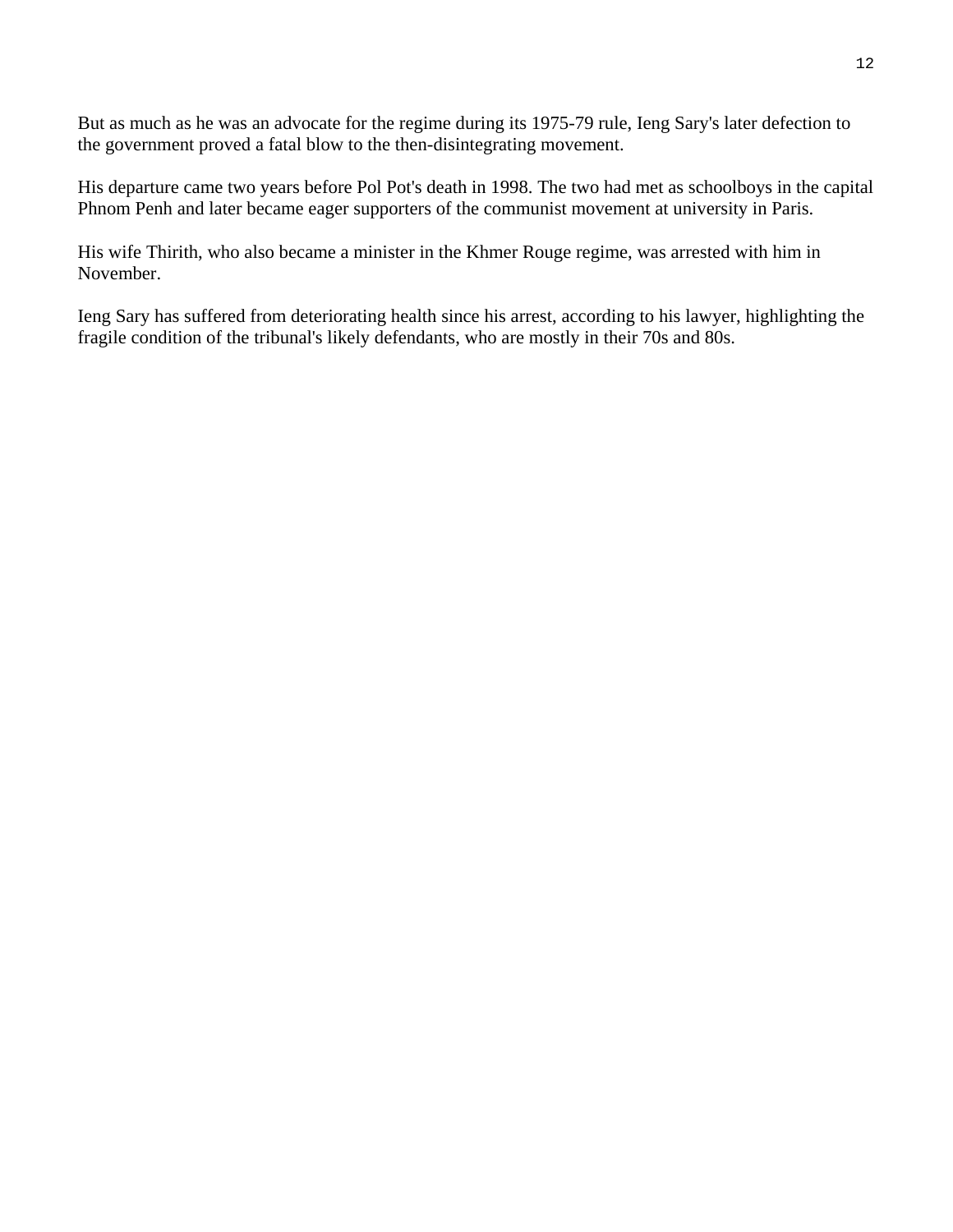But as much as he was an advocate for the regime during its 1975-79 rule, Ieng Sary's later defection to the government proved a fatal blow to the then-disintegrating movement.

His departure came two years before Pol Pot's death in 1998. The two had met as schoolboys in the capital Phnom Penh and later became eager supporters of the communist movement at university in Paris.

His wife Thirith, who also became a minister in the Khmer Rouge regime, was arrested with him in November.

Ieng Sary has suffered from deteriorating health since his arrest, according to his lawyer, highlighting the fragile condition of the tribunal's likely defendants, who are mostly in their 70s and 80s.